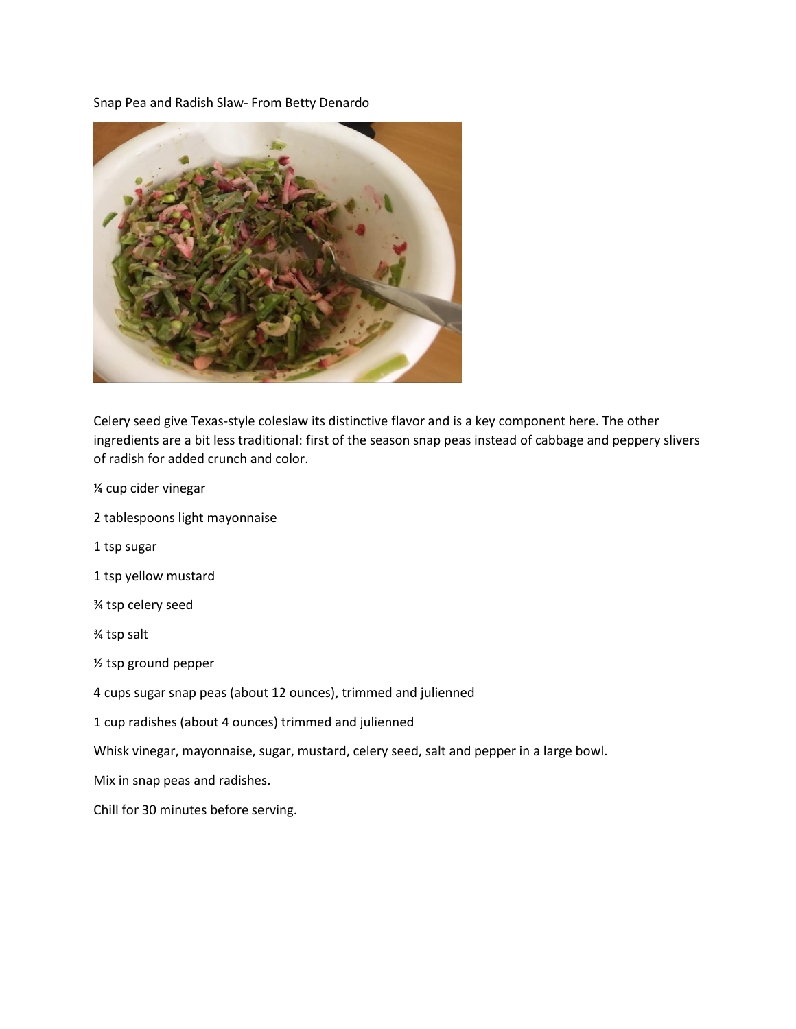Snap Pea and Radish Slaw- From Betty Denardo

Celery seed give Texas-style coleslaw its distinctive flavor and is a key component here. The other ingredients are a bit less traditional: first of the season snap peas instead of cabbage and peppery slivers of radish for added crunch and color.

¼ cup cider vinegar

2 tablespoons light mayonnaise

1 tsp sugar

1 tsp yellow mustard

¾ tsp celery seed

¾ tsp salt

½ tsp ground pepper

4 cups sugar snap peas (about 12 ounces), trimmed and julienned

1 cup radishes (about 4 ounces) trimmed and julienned

Whisk vinegar, mayonnaise, sugar, mustard, celery seed, salt and pepper in a large bowl.

Mix in snap peas and radishes.

Chill for 30 minutes before serving.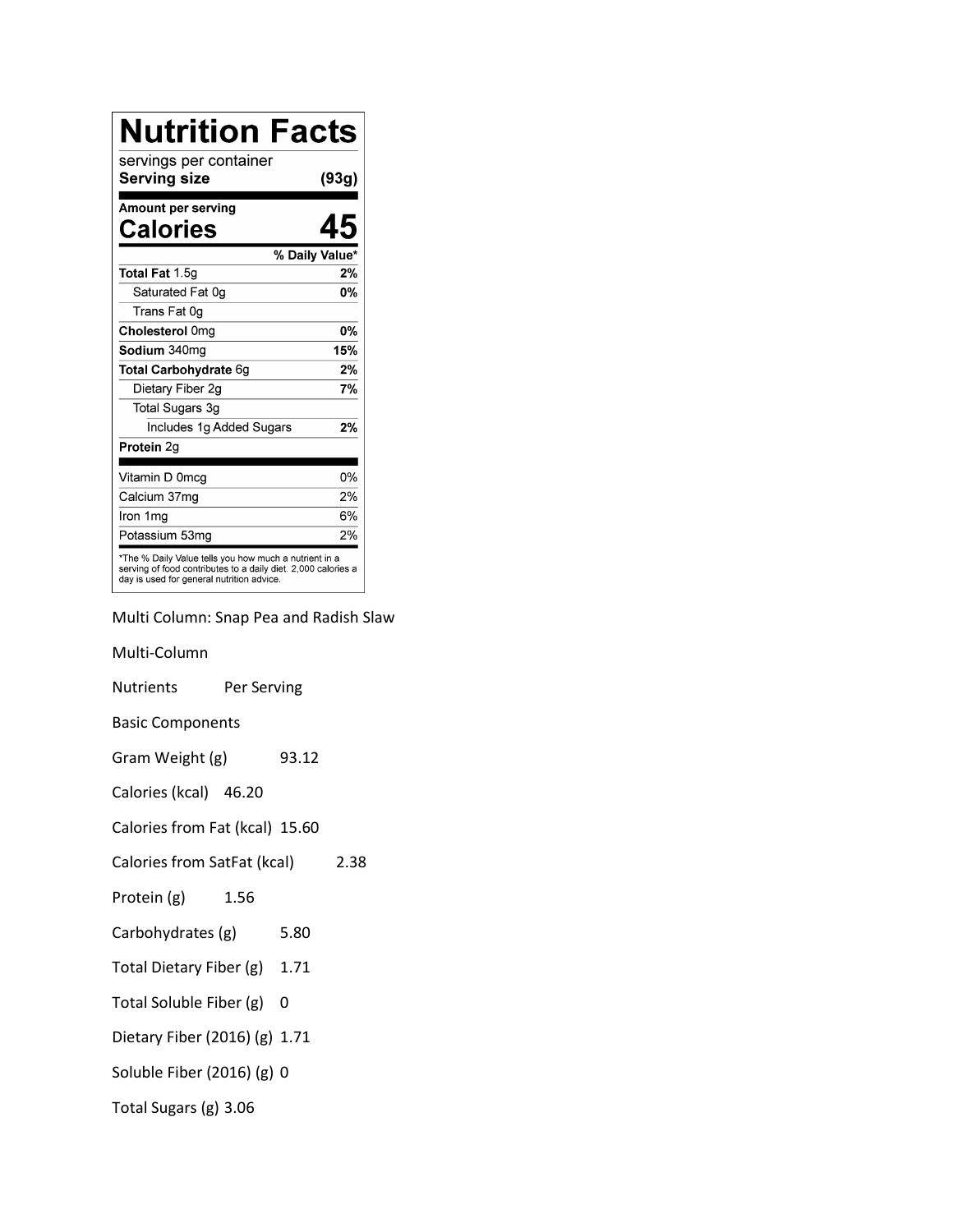# Nutrition Facts

servings per container
**Serving size** **(93g)**

**Amount per serving**
**Calories** **45**

| | % Daily Value* |
|---|---|
| **Total Fat** 1.5g | **2%** |
| Saturated Fat 0g | **0%** |
| Trans Fat 0g | |
| **Cholesterol** 0mg | **0%** |
| **Sodium** 340mg | **15%** |
| **Total Carbohydrate** 6g | **2%** |
| Dietary Fiber 2g | **7%** |
| Total Sugars 3g | |
| Includes 1g Added Sugars | **2%** |
| **Protein** 2g | |
| Vitamin D 0mcg | 0% |
| Calcium 37mg | 2% |
| Iron 1mg | 6% |
| Potassium 53mg | 2% |

*The % Daily Value tells you how much a nutrient in a serving of food contributes to a daily diet. 2,000 calories a day is used for general nutrition advice.

Multi Column: Snap Pea and Radish Slaw

Multi-Column

| Nutrients | Per Serving |
|---|---|
| Basic Components | |
| Gram Weight (g) | 93.12 |
| Calories (kcal) | 46.20 |
| Calories from Fat (kcal) | 15.60 |
| Calories from SatFat (kcal) | 2.38 |
| Protein (g) | 1.56 |
| Carbohydrates (g) | 5.80 |
| Total Dietary Fiber (g) | 1.71 |
| Total Soluble Fiber (g) | 0 |
| Dietary Fiber (2016) (g) | 1.71 |
| Soluble Fiber (2016) (g) | 0 |
| Total Sugars (g) | 3.06 |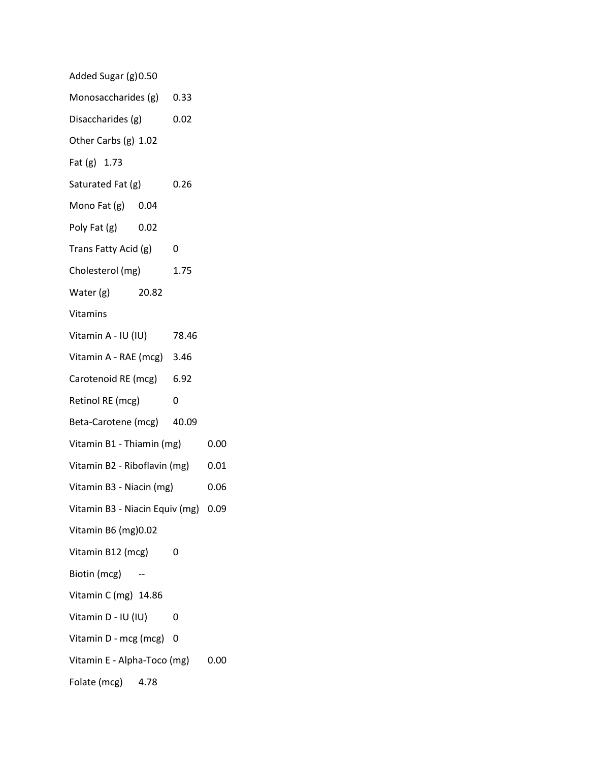Added Sugar (g) 0.50

Monosaccharides (g) 0.33

Disaccharides (g) 0.02

Other Carbs (g) 1.02

Fat (g) 1.73

Saturated Fat (g) 0.26

Mono Fat (g) 0.04

Poly Fat (g) 0.02

Trans Fatty Acid (g) 0

Cholesterol (mg) 1.75

Water (g) 20.82

Vitamins

Vitamin A - IU (IU) 78.46

Vitamin A - RAE (mcg) 3.46

Carotenoid RE (mcg) 6.92

Retinol RE (mcg) 0

Beta-Carotene (mcg) 40.09

Vitamin B1 - Thiamin (mg) 0.00

Vitamin B2 - Riboflavin (mg) 0.01

Vitamin B3 - Niacin (mg) 0.06

Vitamin B3 - Niacin Equiv (mg) 0.09

Vitamin B6 (mg) 0.02

Vitamin B12 (mcg) 0

Biotin (mcg) --

Vitamin C (mg) 14.86

Vitamin D - IU (IU) 0

Vitamin D - mcg (mcg) 0

Vitamin E - Alpha-Toco (mg) 0.00

Folate (mcg) 4.78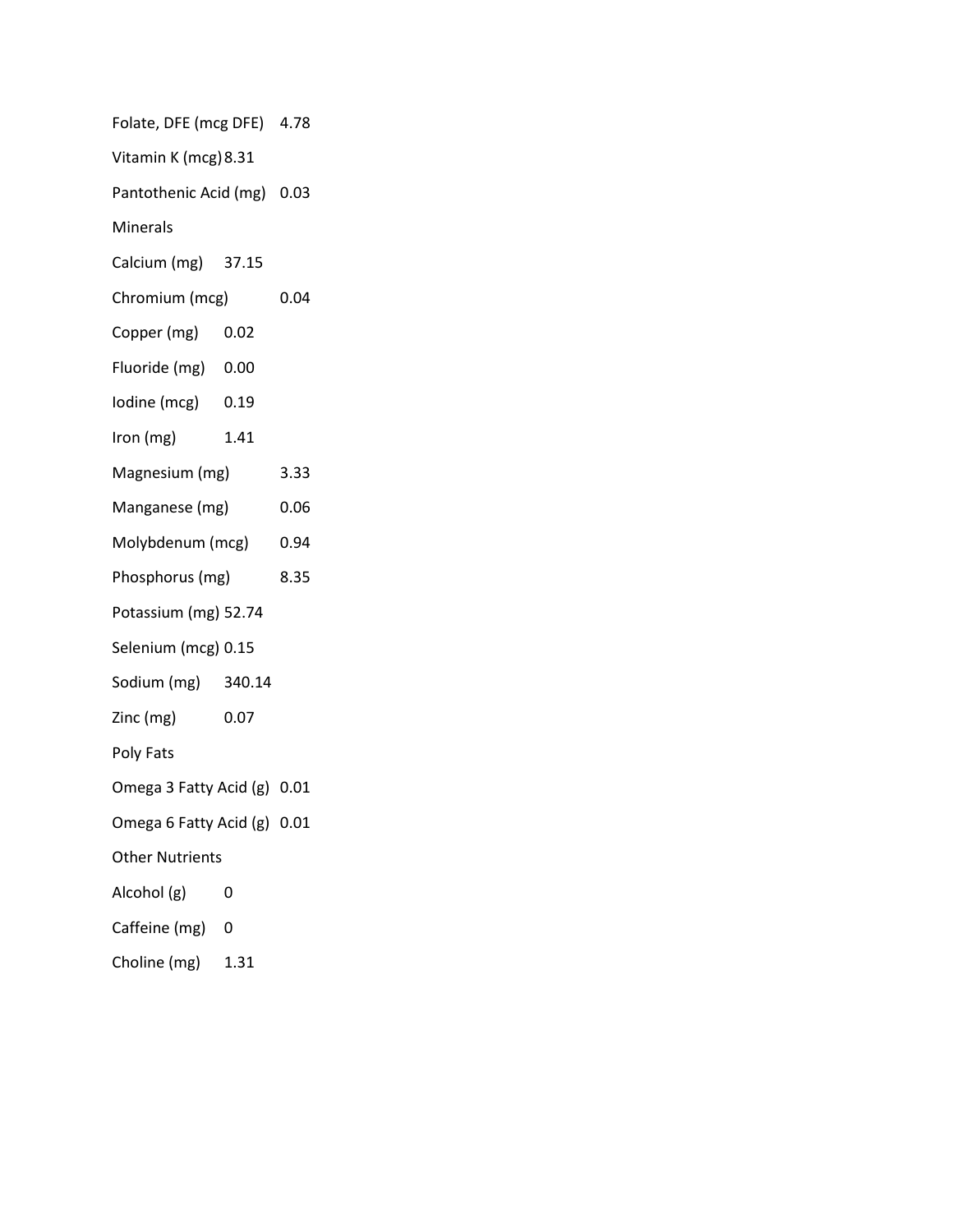| | |
|---|---|
| Folate, DFE (mcg DFE) | 4.78 |
| Vitamin K (mcg) | 8.31 |
| Pantothenic Acid (mg) | 0.03 |
| Minerals | |
| Calcium (mg) | 37.15 |
| Chromium (mcg) | 0.04 |
| Copper (mg) | 0.02 |
| Fluoride (mg) | 0.00 |
| Iodine (mcg) | 0.19 |
| Iron (mg) | 1.41 |
| Magnesium (mg) | 3.33 |
| Manganese (mg) | 0.06 |
| Molybdenum (mcg) | 0.94 |
| Phosphorus (mg) | 8.35 |
| Potassium (mg) | 52.74 |
| Selenium (mcg) | 0.15 |
| Sodium (mg) | 340.14 |
| Zinc (mg) | 0.07 |
| Poly Fats | |
| Omega 3 Fatty Acid (g) | 0.01 |
| Omega 6 Fatty Acid (g) | 0.01 |
| Other Nutrients | |
| Alcohol (g) | 0 |
| Caffeine (mg) | 0 |
| Choline (mg) | 1.31 |